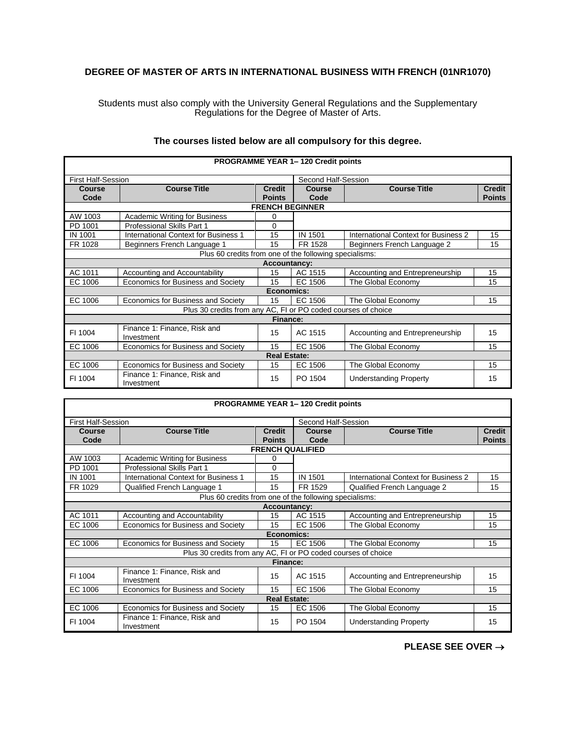## DEGREE OF MASTER OF ARTS IN INTERNATIONAL BUSINESS WITH FRENCH (01NR1070)

Students must also comply with the University General Regulations and the Supplementary Regulations for the Degree of Master of Arts.

**The courses listed below are all compulsory for this degree.**

| **PROGRAMME YEAR 1– 120 Credit points** | | | | | |
|---|---|---|---|---|---|
| First Half-Session | | | Second Half-Session | | |
| **Course Code** | **Course Title** | **Credit Points** | **Course Code** | **Course Title** | **Credit Points** |
| **FRENCH BEGINNER** | | | | | |
| AW 1003 | Academic Writing for Business | 0 | | | |
| PD 1001 | Professional Skills Part 1 | 0 | | | |
| IN 1001 | International Context for Business 1 | 15 | IN 1501 | International Context for Business 2 | 15 |
| FR 1028 | Beginners French Language 1 | 15 | FR 1528 | Beginners French Language 2 | 15 |
| Plus 60 credits from one of the following specialisms: | | | | | |
| **Accountancy:** | | | | | |
| AC 1011 | Accounting and Accountability | 15 | AC 1515 | Accounting and Entrepreneurship | 15 |
| EC 1006 | Economics for Business and Society | 15 | EC 1506 | The Global Economy | 15 |
| **Economics:** | | | | | |
| EC 1006 | Economics for Business and Society | 15 | EC 1506 | The Global Economy | 15 |
| Plus 30 credits from any AC, FI or PO coded courses of choice | | | | | |
| **Finance:** | | | | | |
| FI 1004 | Finance 1: Finance, Risk and Investment | 15 | AC 1515 | Accounting and Entrepreneurship | 15 |
| EC 1006 | Economics for Business and Society | 15 | EC 1506 | The Global Economy | 15 |
| **Real Estate:** | | | | | |
| EC 1006 | Economics for Business and Society | 15 | EC 1506 | The Global Economy | 15 |
| FI 1004 | Finance 1: Finance, Risk and Investment | 15 | PO 1504 | Understanding Property | 15 |

| **PROGRAMME YEAR 1– 120 Credit points** | | | | | |
|---|---|---|---|---|---|
| First Half-Session | | | Second Half-Session | | |
| **Course Code** | **Course Title** | **Credit Points** | **Course Code** | **Course Title** | **Credit Points** |
| **FRENCH QUALIFIED** | | | | | |
| AW 1003 | Academic Writing for Business | 0 | | | |
| PD 1001 | Professional Skills Part 1 | 0 | | | |
| IN 1001 | International Context for Business 1 | 15 | IN 1501 | International Context for Business 2 | 15 |
| FR 1029 | Qualified French Language 1 | 15 | FR 1529 | Qualified French Language 2 | 15 |
| Plus 60 credits from one of the following specialisms: | | | | | |
| **Accountancy:** | | | | | |
| AC 1011 | Accounting and Accountability | 15 | AC 1515 | Accounting and Entrepreneurship | 15 |
| EC 1006 | Economics for Business and Society | 15 | EC 1506 | The Global Economy | 15 |
| **Economics:** | | | | | |
| EC 1006 | Economics for Business and Society | 15 | EC 1506 | The Global Economy | 15 |
| Plus 30 credits from any AC, FI or PO coded courses of choice | | | | | |
| **Finance:** | | | | | |
| FI 1004 | Finance 1: Finance, Risk and Investment | 15 | AC 1515 | Accounting and Entrepreneurship | 15 |
| EC 1006 | Economics for Business and Society | 15 | EC 1506 | The Global Economy | 15 |
| **Real Estate:** | | | | | |
| EC 1006 | Economics for Business and Society | 15 | EC 1506 | The Global Economy | 15 |
| FI 1004 | Finance 1: Finance, Risk and Investment | 15 | PO 1504 | Understanding Property | 15 |

**PLEASE SEE OVER →**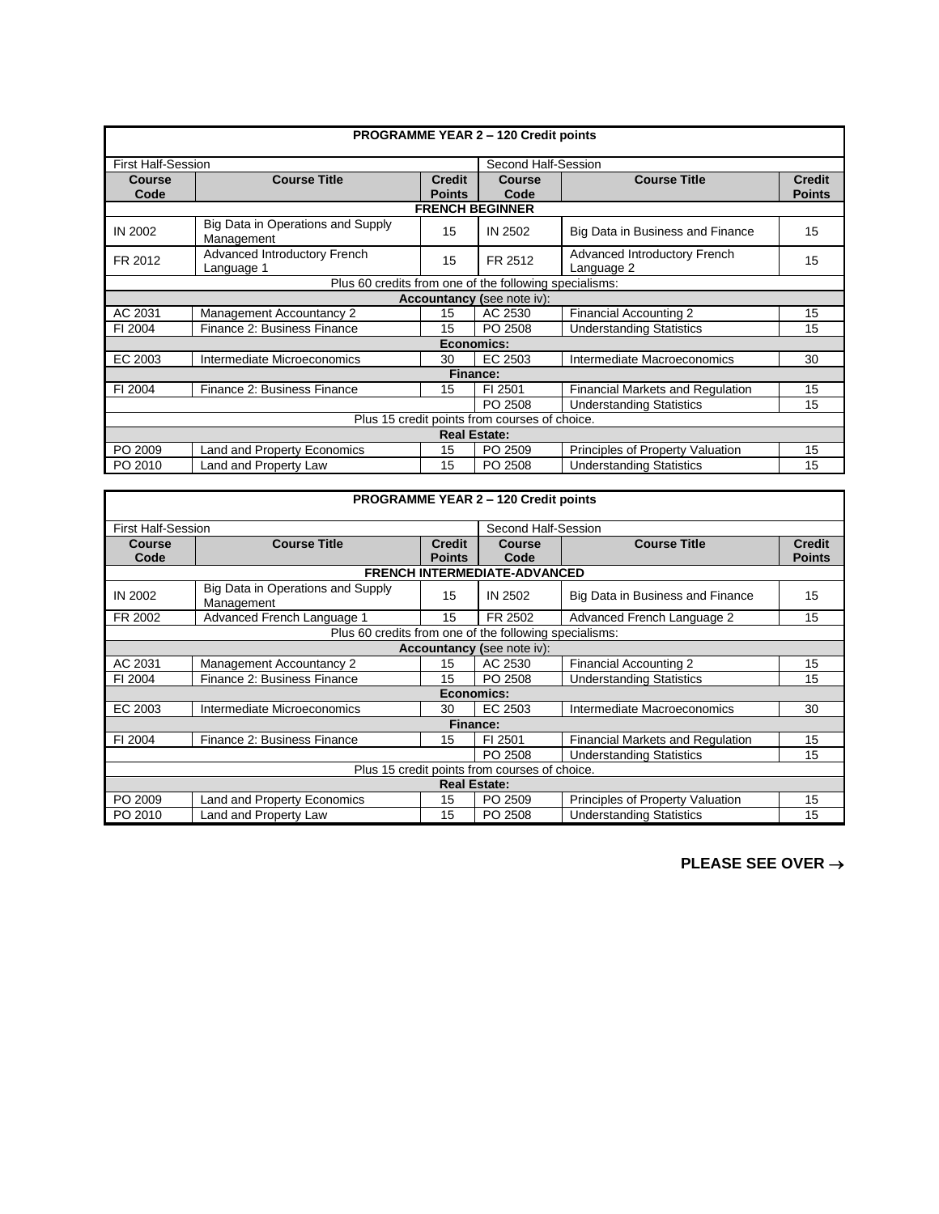| PROGRAMME YEAR 2 – 120 Credit points | | | | | |
|---|---|---|---|---|---|
| First Half-Session | | | Second Half-Session | | |
| **Course Code** | **Course Title** | **Credit Points** | **Course Code** | **Course Title** | **Credit Points** |
| **FRENCH BEGINNER** | | | | | |
| IN 2002 | Big Data in Operations and Supply Management | 15 | IN 2502 | Big Data in Business and Finance | 15 |
| FR 2012 | Advanced Introductory French Language 1 | 15 | FR 2512 | Advanced Introductory French Language 2 | 15 |
| Plus 60 credits from one of the following specialisms: | | | | | |
| **Accountancy (**see note iv): | | | | | |
| AC 2031 | Management Accountancy 2 | 15 | AC 2530 | Financial Accounting 2 | 15 |
| FI 2004 | Finance 2: Business Finance | 15 | PO 2508 | Understanding Statistics | 15 |
| **Economics:** | | | | | |
| EC 2003 | Intermediate Microeconomics | 30 | EC 2503 | Intermediate Macroeconomics | 30 |
| **Finance:** | | | | | |
| FI 2004 | Finance 2: Business Finance | 15 | FI 2501 | Financial Markets and Regulation | 15 |
| | | | PO 2508 | Understanding Statistics | 15 |
| Plus 15 credit points from courses of choice. | | | | | |
| **Real Estate:** | | | | | |
| PO 2009 | Land and Property Economics | 15 | PO 2509 | Principles of Property Valuation | 15 |
| PO 2010 | Land and Property Law | 15 | PO 2508 | Understanding Statistics | 15 |

| PROGRAMME YEAR 2 – 120 Credit points | | | | | |
|---|---|---|---|---|---|
| First Half-Session | | | Second Half-Session | | |
| **Course Code** | **Course Title** | **Credit Points** | **Course Code** | **Course Title** | **Credit Points** |
| **FRENCH INTERMEDIATE-ADVANCED** | | | | | |
| IN 2002 | Big Data in Operations and Supply Management | 15 | IN 2502 | Big Data in Business and Finance | 15 |
| FR 2002 | Advanced French Language 1 | 15 | FR 2502 | Advanced French Language 2 | 15 |
| Plus 60 credits from one of the following specialisms: | | | | | |
| **Accountancy (**see note iv): | | | | | |
| AC 2031 | Management Accountancy 2 | 15 | AC 2530 | Financial Accounting 2 | 15 |
| FI 2004 | Finance 2: Business Finance | 15 | PO 2508 | Understanding Statistics | 15 |
| **Economics:** | | | | | |
| EC 2003 | Intermediate Microeconomics | 30 | EC 2503 | Intermediate Macroeconomics | 30 |
| **Finance:** | | | | | |
| FI 2004 | Finance 2: Business Finance | 15 | FI 2501 | Financial Markets and Regulation | 15 |
| | | | PO 2508 | Understanding Statistics | 15 |
| Plus 15 credit points from courses of choice. | | | | | |
| **Real Estate:** | | | | | |
| PO 2009 | Land and Property Economics | 15 | PO 2509 | Principles of Property Valuation | 15 |
| PO 2010 | Land and Property Law | 15 | PO 2508 | Understanding Statistics | 15 |

**PLEASE SEE OVER →**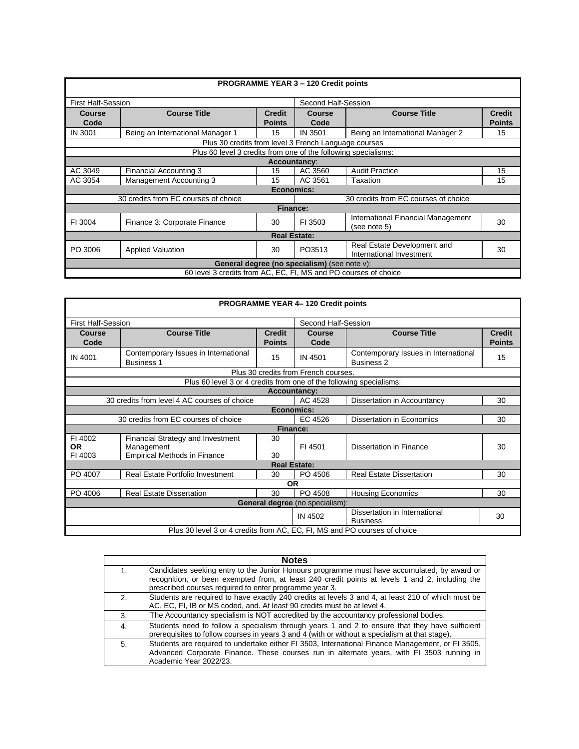| PROGRAMME YEAR 3 – 120 Credit points | | | | | |
|---|---|---|---|---|---|
| First Half-Session | | | Second Half-Session | | |
| **Course Code** | **Course Title** | **Credit Points** | **Course Code** | **Course Title** | **Credit Points** |
| IN 3001 | Being an International Manager 1 | 15 | IN 3501 | Being an International Manager 2 | 15 |
| Plus 30 credits from level 3 French Language courses | | | | | |
| Plus 60 level 3 credits from one of the following specialisms: | | | | | |
| **Accountancy**: | | | | | |
| AC 3049 | Financial Accounting 3 | 15 | AC 3560 | Audit Practice | 15 |
| AC 3054 | Management Accounting 3 | 15 | AC 3561 | Taxation | 15 |
| **Economics:** | | | | | |
| 30 credits from EC courses of choice | | | 30 credits from EC courses of choice | | |
| **Finance:** | | | | | |
| FI 3004 | Finance 3: Corporate Finance | 30 | FI 3503 | International Financial Management (see note 5) | 30 |
| **Real Estate:** | | | | | |
| PO 3006 | Applied Valuation | 30 | PO3513 | Real Estate Development and International Investment | 30 |
| **General degree (no specialism)** (see note v): | | | | | |
| 60 level 3 credits from AC, EC, FI, MS and PO courses of choice | | | | | |

| PROGRAMME YEAR 4– 120 Credit points | | | | | |
|---|---|---|---|---|---|
| First Half-Session | | | Second Half-Session | | |
| **Course Code** | **Course Title** | **Credit Points** | **Course Code** | **Course Title** | **Credit Points** |
| IN 4001 | Contemporary Issues in International Business 1 | 15 | IN 4501 | Contemporary Issues in International Business 2 | 15 |
| Plus 30 credits from French courses. | | | | | |
| Plus 60 level 3 or 4 credits from one of the following specialisms: | | | | | |
| **Accountancy:** | | | | | |
| 30 credits from level 4 AC courses of choice | | | AC 4528 | Dissertation in Accountancy | 30 |
| **Economics:** | | | | | |
| 30 credits from EC courses of choice | | | EC 4526 | Dissertation in Economics | 30 |
| **Finance:** | | | | | |
| FI 4002 **OR** FI 4003 | Financial Strategy and Investment Management / Empirical Methods in Finance | 30 / 30 | FI 4501 | Dissertation in Finance | 30 |
| **Real Estate:** | | | | | |
| PO 4007 | Real Estate Portfolio Investment | 30 | PO 4506 | Real Estate Dissertation | 30 |
| **OR** | | | | | |
| PO 4006 | Real Estate Dissertation | 30 | PO 4508 | Housing Economics | 30 |
| **General degree** (no specialism): | | | | | |
| | | | IN 4502 | Dissertation in International Business | 30 |
| Plus 30 level 3 or 4 credits from AC, EC, FI, MS and PO courses of choice | | | | | |

| Notes | |
|---|---|
| 1. | Candidates seeking entry to the Junior Honours programme must have accumulated, by award or recognition, or been exempted from, at least 240 credit points at levels 1 and 2, including the prescribed courses required to enter programme year 3. |
| 2. | Students are required to have exactly 240 credits at levels 3 and 4, at least 210 of which must be AC, EC, FI, IB or MS coded, and. At least 90 credits must be at level 4. |
| 3. | The Accountancy specialism is NOT accredited by the accountancy professional bodies. |
| 4. | Students need to follow a specialism through years 1 and 2 to ensure that they have sufficient prerequisites to follow courses in years 3 and 4 (with or without a specialism at that stage). |
| 5. | Students are required to undertake either FI 3503, International Finance Management, or FI 3505, Advanced Corporate Finance. These courses run in alternate years, with FI 3503 running in Academic Year 2022/23. |